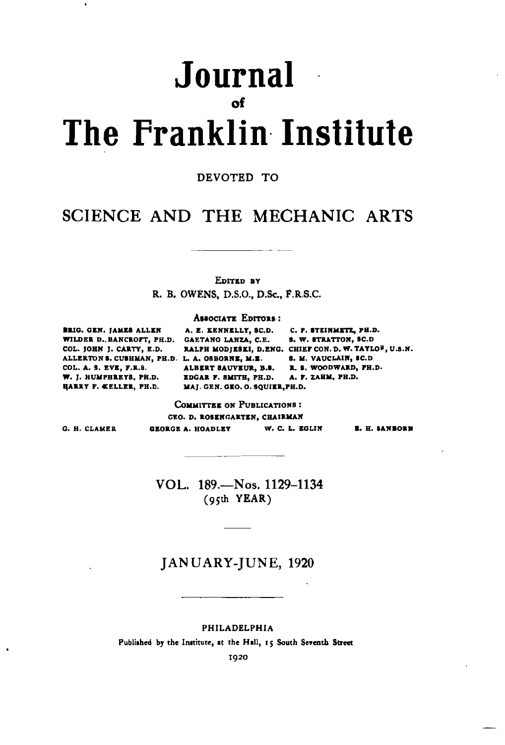# Journal

of

# The Franklin Institute

DEVOTED TO

## SCIENCE AND THE MECHANIC ARTS

EDITED BY

R. B. OWENS, D.S.O., D.Sc., F.R.S.C.

ASSOCIATE EDITORS:

| | | |
|---|---|---|
| BRIG. GEN. JAMES ALLEN | A. E. KENNELLY, SC.D. | C. P. STEINMETZ, PH.D. |
| WILDER D. BANCROFT, PH.D. | GAETANO LANZA, C.E. | S. W. STRATTON, SC.D |
| COL. JOHN J. CARTY, E.D. | RALPH MODJESKI, D.ENG. | CHIEF CON. D. W. TAYLOR, U.S.N. |
| ALLERTON S. CUSHMAN, PH.D. | L. A. OSBORNE, M.E. | S. M. VAUCLAIN, SC.D |
| COL. A. S. EVE, F.R.S. | ALBERT SAUVEUR, B.S. | R. S. WOODWARD, PH.D. |
| W. J. HUMPHREYS, PH.D. | EDGAR F. SMITH, PH.D. | A. F. ZAHM, PH.D. |
| HARRY F. KELLER, PH.D. | MAJ. GEN. GEO. O. SQUIER, PH.D. | |

COMMITTEE ON PUBLICATIONS:

GEO. D. ROSENGARTEN, CHAIRMAN

G. H. CLAMER GEORGE A. HOADLEY W. C. L. EGLIN E. H. SANBORN

VOL. 189.—Nos. 1129-1134

(95th YEAR)

JANUARY-JUNE, 1920

PHILADELPHIA

Published by the Institute, at the Hall, 15 South Seventh Street

1920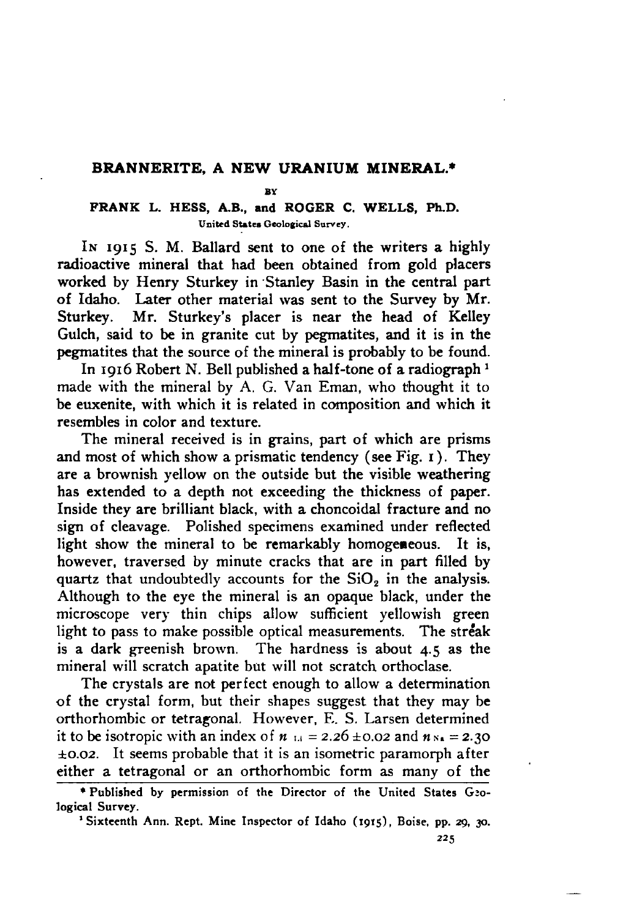## BRANNERITE, A NEW URANIUM MINERAL.*

BY

**FRANK L. HESS, A.B., and ROGER C. WELLS, Ph.D.**

United States Geological Survey.

IN 1915 S. M. Ballard sent to one of the writers a highly radioactive mineral that had been obtained from gold placers worked by Henry Sturkey in Stanley Basin in the central part of Idaho. Later other material was sent to the Survey by Mr. Sturkey. Mr. Sturkey's placer is near the head of Kelley Gulch, said to be in granite cut by pegmatites, and it is in the pegmatites that the source of the mineral is probably to be found.

In 1916 Robert N. Bell published a half-tone of a radiograph [1] made with the mineral by A. G. Van Eman, who thought it to be euxenite, with which it is related in composition and which it resembles in color and texture.

The mineral received is in grains, part of which are prisms and most of which show a prismatic tendency (see Fig. 1). They are a brownish yellow on the outside but the visible weathering has extended to a depth not exceeding the thickness of paper. Inside they are brilliant black, with a choncoidal fracture and no sign of cleavage. Polished specimens examined under reflected light show the mineral to be remarkably homogeneous. It is, however, traversed by minute cracks that are in part filled by quartz that undoubtedly accounts for the $SiO_2$ in the analysis. Although to the eye the mineral is an opaque black, under the microscope very thin chips allow sufficient yellowish green light to pass to make possible optical measurements. The streak is a dark greenish brown. The hardness is about 4.5 as the mineral will scratch apatite but will not scratch orthoclase.

The crystals are not perfect enough to allow a determination of the crystal form, but their shapes suggest that they may be orthorhombic or tetragonal. However, E. S. Larsen determined it to be isotropic with an index of $n_{Li} = 2.26 \pm 0.02$ and $n_{Na} = 2.30 \pm 0.02$. It seems probable that it is an isometric paramorph after either a tetragonal or an orthorhombic form as many of the

\* Published by permission of the Director of the United States Geological Survey.

[1] Sixteenth Ann. Rept. Mine Inspector of Idaho (1915), Boise, pp. 29, 30.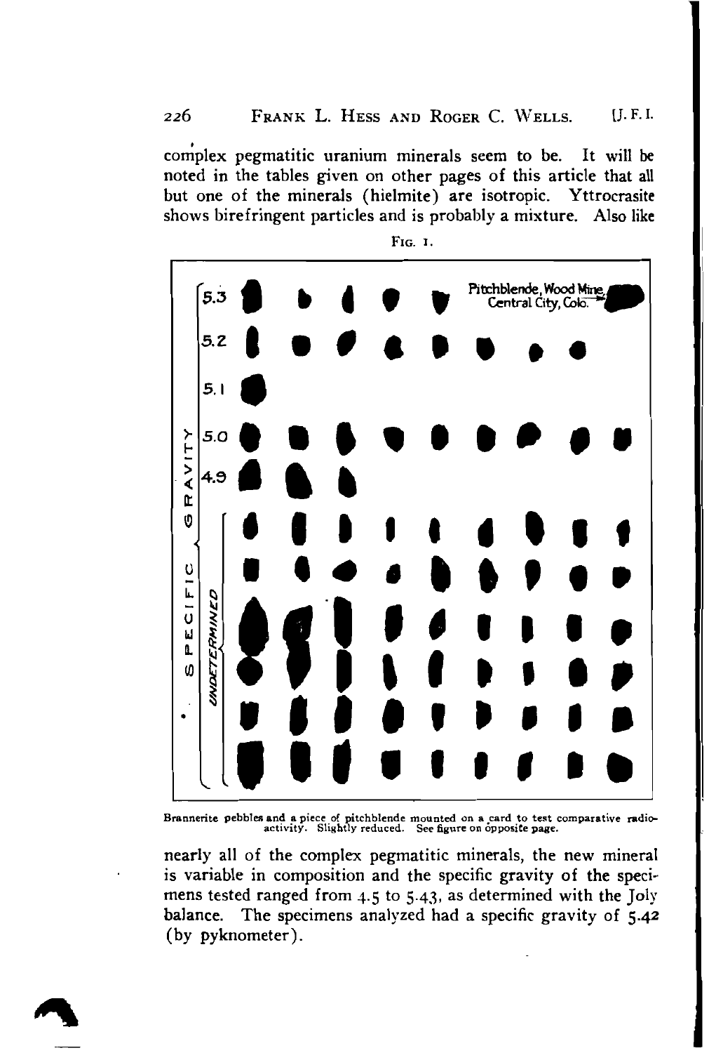complex pegmatitic uranium minerals seem to be. It will be noted in the tables given on other pages of this article that all but one of the minerals (hielmite) are isotropic. Yttrocrasite shows birefringent particles and is probably a mixture. Also like

Fig. 1.

Brannerite pebbles and a piece of pitchblende mounted on a card to test comparative radioactivity. Slightly reduced. See figure on opposite page.

nearly all of the complex pegmatitic minerals, the new mineral is variable in composition and the specific gravity of the specimens tested ranged from 4.5 to 5.43, as determined with the Joly balance. The specimens analyzed had a specific gravity of 5.42 (by pyknometer).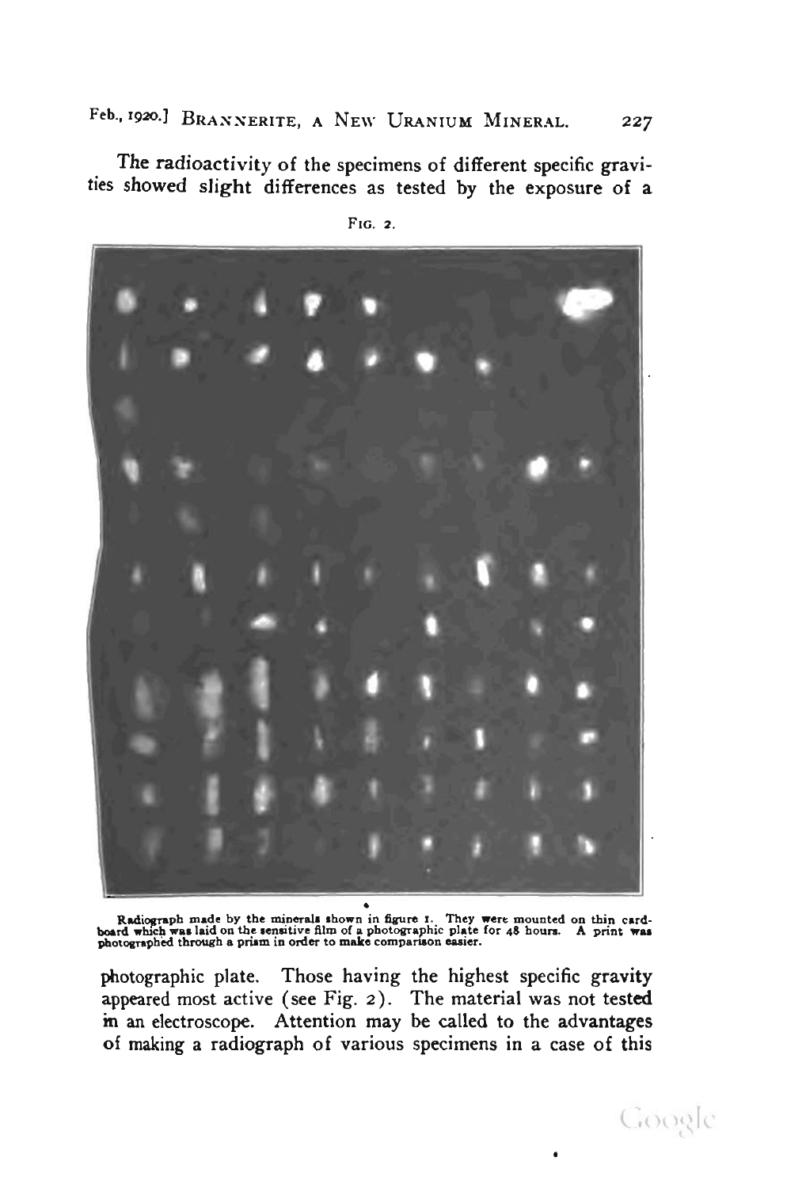The radioactivity of the specimens of different specific gravities showed slight differences as tested by the exposure of a

FIG. 2.

Radiograph made by the minerals shown in figure 1. They were mounted on thin cardboard which was laid on the sensitive film of a photographic plate for 48 hours. A print was photographed through a prism in order to make comparison easier.

photographic plate. Those having the highest specific gravity appeared most active (see Fig. 2). The material was not tested in an electroscope. Attention may be called to the advantages of making a radiograph of various specimens in a case of this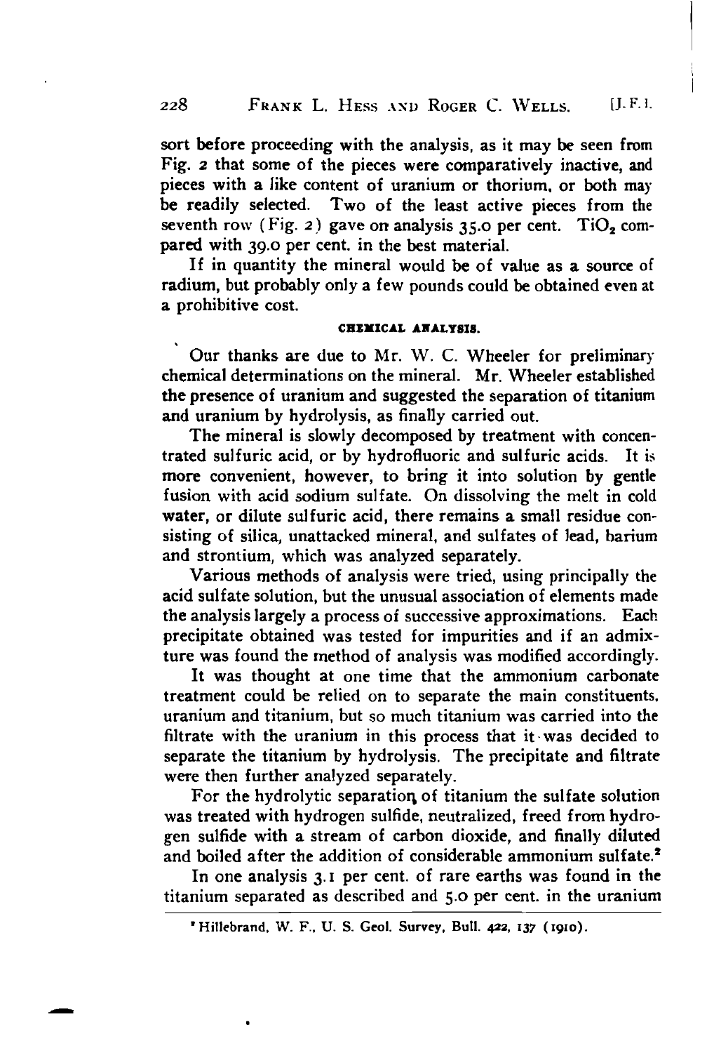sort before proceeding with the analysis, as it may be seen from Fig. 2 that some of the pieces were comparatively inactive, and pieces with a like content of uranium or thorium, or both may be readily selected. Two of the least active pieces from the seventh row (Fig. 2) gave on analysis 35.0 per cent. $TiO_2$ compared with 39.0 per cent. in the best material.

If in quantity the mineral would be of value as a source of radium, but probably only a few pounds could be obtained even at a prohibitive cost.

### CHEMICAL ANALYSIS.

Our thanks are due to Mr. W. C. Wheeler for preliminary chemical determinations on the mineral. Mr. Wheeler established the presence of uranium and suggested the separation of titanium and uranium by hydrolysis, as finally carried out.

The mineral is slowly decomposed by treatment with concentrated sulfuric acid, or by hydrofluoric and sulfuric acids. It is more convenient, however, to bring it into solution by gentle fusion with acid sodium sulfate. On dissolving the melt in cold water, or dilute sulfuric acid, there remains a small residue consisting of silica, unattacked mineral, and sulfates of lead, barium and strontium, which was analyzed separately.

Various methods of analysis were tried, using principally the acid sulfate solution, but the unusual association of elements made the analysis largely a process of successive approximations. Each precipitate obtained was tested for impurities and if an admixture was found the method of analysis was modified accordingly.

It was thought at one time that the ammonium carbonate treatment could be relied on to separate the main constituents, uranium and titanium, but so much titanium was carried into the filtrate with the uranium in this process that it was decided to separate the titanium by hydrolysis. The precipitate and filtrate were then further analyzed separately.

For the hydrolytic separation of titanium the sulfate solution was treated with hydrogen sulfide, neutralized, freed from hydrogen sulfide with a stream of carbon dioxide, and finally diluted and boiled after the addition of considerable ammonium sulfate.[2]

In one analysis 3.1 per cent. of rare earths was found in the titanium separated as described and 5.0 per cent. in the uranium

---

[2] Hillebrand, W. F., U. S. Geol. Survey, Bull. 422, 137 (1910).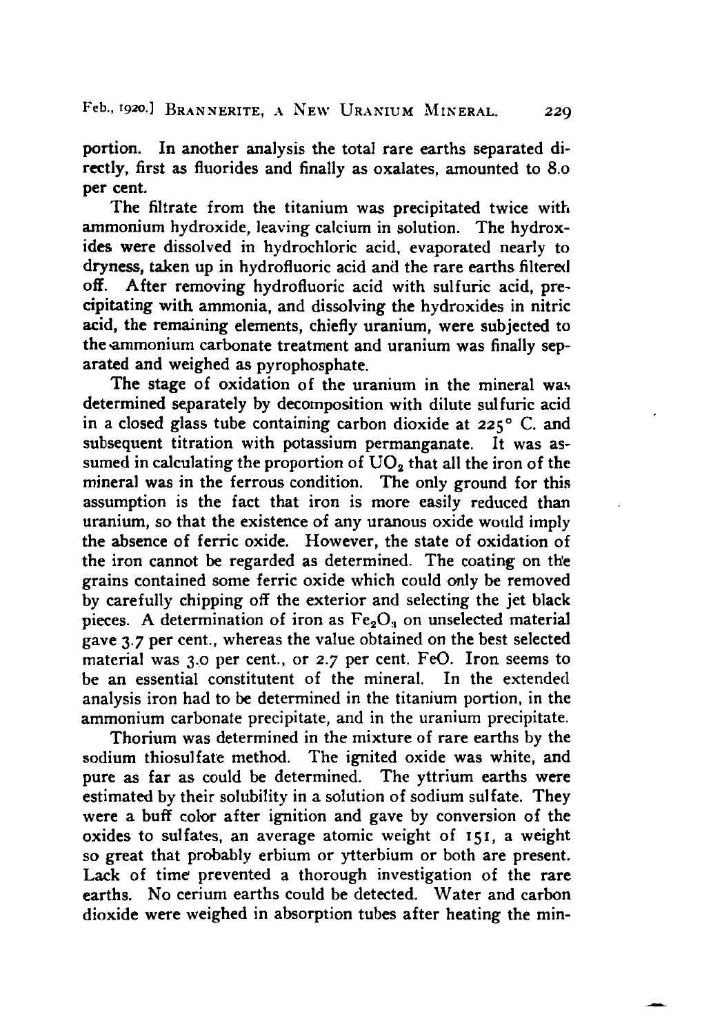portion. In another analysis the total rare earths separated directly, first as fluorides and finally as oxalates, amounted to 8.0 per cent.

The filtrate from the titanium was precipitated twice with ammonium hydroxide, leaving calcium in solution. The hydroxides were dissolved in hydrochloric acid, evaporated nearly to dryness, taken up in hydrofluoric acid and the rare earths filtered off. After removing hydrofluoric acid with sulfuric acid, precipitating with ammonia, and dissolving the hydroxides in nitric acid, the remaining elements, chiefly uranium, were subjected to the ammonium carbonate treatment and uranium was finally separated and weighed as pyrophosphate.

The stage of oxidation of the uranium in the mineral was determined separately by decomposition with dilute sulfuric acid in a closed glass tube containing carbon dioxide at 225° C. and subsequent titration with potassium permanganate. It was assumed in calculating the proportion of $UO_2$ that all the iron of the mineral was in the ferrous condition. The only ground for this assumption is the fact that iron is more easily reduced than uranium, so that the existence of any uranous oxide would imply the absence of ferric oxide. However, the state of oxidation of the iron cannot be regarded as determined. The coating on the grains contained some ferric oxide which could only be removed by carefully chipping off the exterior and selecting the jet black pieces. A determination of iron as $Fe_2O_3$ on unselected material gave 3.7 per cent., whereas the value obtained on the best selected material was 3.0 per cent., or 2.7 per cent. FeO. Iron seems to be an essential constitutent of the mineral. In the extended analysis iron had to be determined in the titanium portion, in the ammonium carbonate precipitate, and in the uranium precipitate.

Thorium was determined in the mixture of rare earths by the sodium thiosulfate method. The ignited oxide was white, and pure as far as could be determined. The yttrium earths were estimated by their solubility in a solution of sodium sulfate. They were a buff color after ignition and gave by conversion of the oxides to sulfates, an average atomic weight of 151, a weight so great that probably erbium or ytterbium or both are present. Lack of time prevented a thorough investigation of the rare earths. No cerium earths could be detected. Water and carbon dioxide were weighed in absorption tubes after heating the min-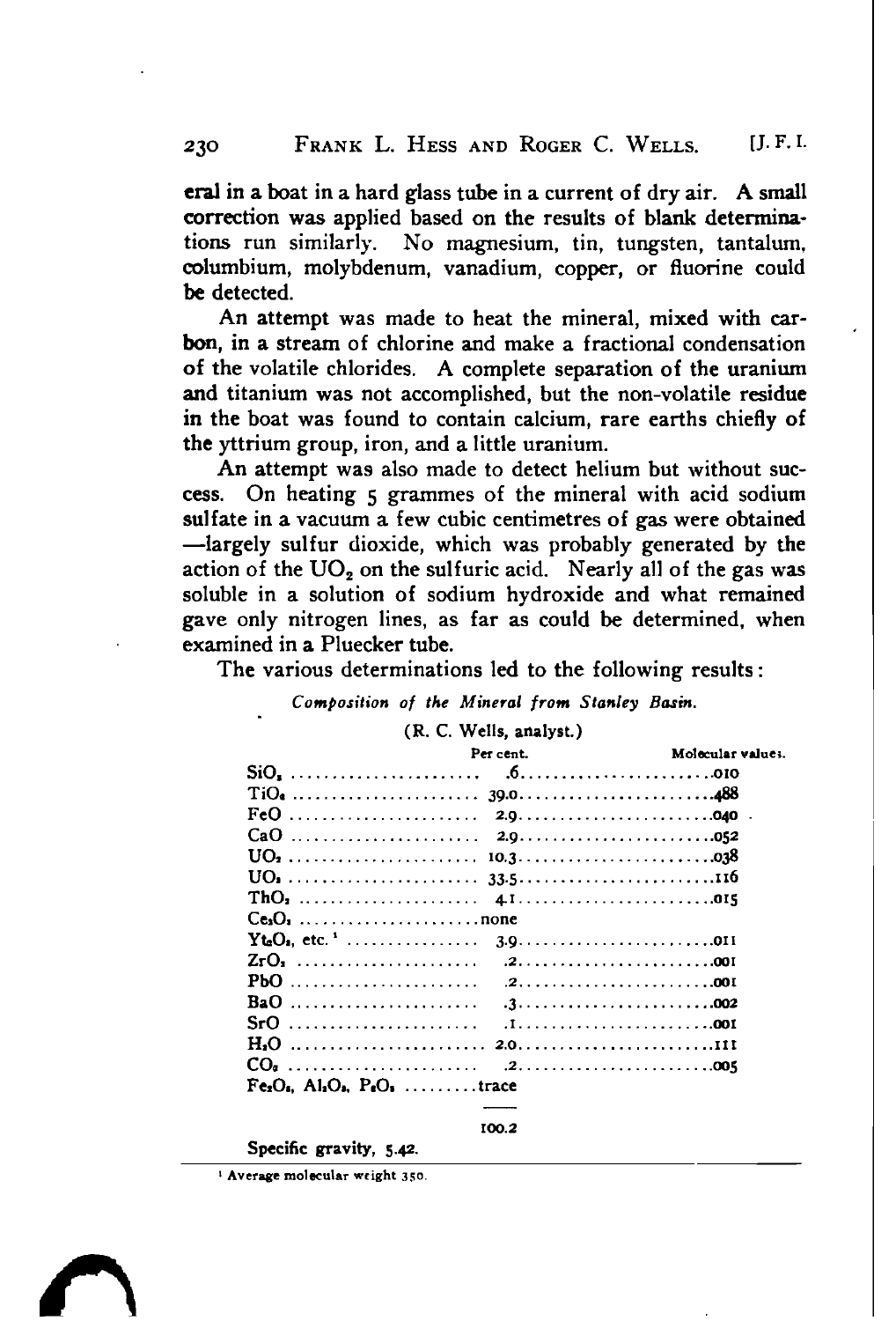eral in a boat in a hard glass tube in a current of dry air. A small correction was applied based on the results of blank determinations run similarly. No magnesium, tin, tungsten, tantalum, columbium, molybdenum, vanadium, copper, or fluorine could be detected.

An attempt was made to heat the mineral, mixed with carbon, in a stream of chlorine and make a fractional condensation of the volatile chlorides. A complete separation of the uranium and titanium was not accomplished, but the non-volatile residue in the boat was found to contain calcium, rare earths chiefly of the yttrium group, iron, and a little uranium.

An attempt was also made to detect helium but without success. On heating 5 grammes of the mineral with acid sodium sulfate in a vacuum a few cubic centimetres of gas were obtained —largely sulfur dioxide, which was probably generated by the action of the $UO_2$ on the sulfuric acid. Nearly all of the gas was soluble in a solution of sodium hydroxide and what remained gave only nitrogen lines, as far as could be determined, when examined in a Pluecker tube.

The various determinations led to the following results:

*Composition of the Mineral from Stanley Basin.*

(R. C. Wells, analyst.)

| | Per cent. | Molecular values. |
|---|---|---|
| $SiO_2$ | .6 | .010 |
| $TiO_2$ | 39.0 | .488 |
| $FeO$ | 2.9 | .040 |
| $CaO$ | 2.9 | .052 |
| $UO_2$ | 10.3 | .038 |
| $UO_3$ | 33.5 | .116 |
| $ThO_2$ | 4.1 | .015 |
| $Ce_2O_3$ | none | |
| $Yt_2O_3$, etc.[1] | 3.9 | .011 |
| $ZrO_2$ | .2 | .001 |
| $PbO$ | .2 | .001 |
| $BaO$ | .3 | .002 |
| $SrO$ | .1 | .001 |
| $H_2O$ | 2.0 | .111 |
| $CO_2$ | .2 | .005 |
| $Fe_2O_3$, $Al_2O_3$, $P_2O_5$ | trace | |
| | 100.2 | |

Specific gravity, 5.42.

[1] Average molecular weight 350.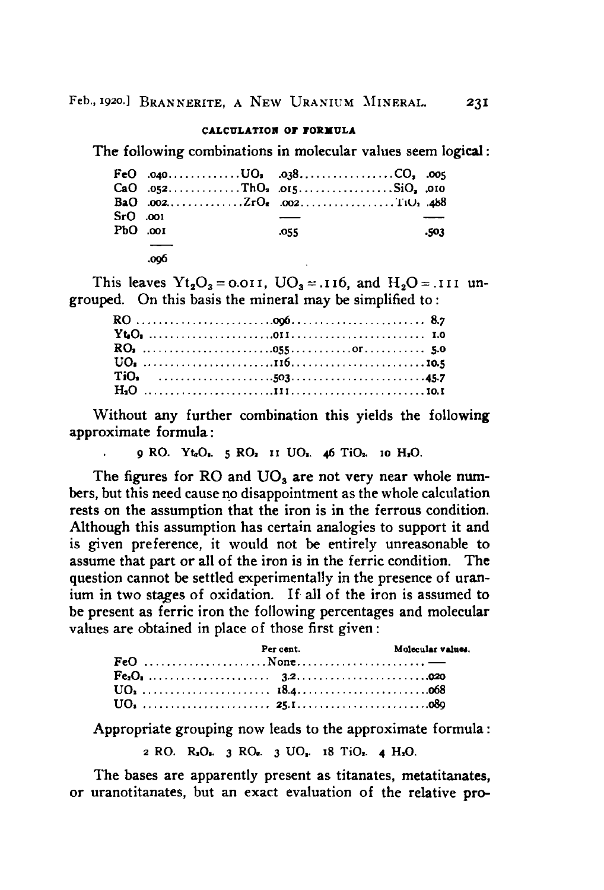#### CALCULATION OF FORMULA

The following combinations in molecular values seem logical:

| | | | | | |
|---|---|---|---|---|---|
| FeO | .040 | $UO_2$ | .038 | $CO_2$ | .005 |
| CaO | .052 | $ThO_2$ | .015 | $SiO_2$ | .010 |
| BaO | .002 | $ZrO_2$ | .002 | $TiO_2$ | .488 |
| SrO | .001 | | | | |
| PbO | .001 | | .055 | | .503 |
| | .096 | | | | |

This leaves $Yt_2O_3 = 0.011$, $UO_3 = .116$, and $H_2O = .111$ ungrouped. On this basis the mineral may be simplified to:

| | | |
|---|---|---|
| RO | .096 | 8.7 |
| $Yt_2O_3$ | .011 | 1.0 |
| $RO_2$ | .055 ...........or | 5.0 |
| $UO_3$ | .116 | 10.5 |
| $TiO_2$ | .503 | 45.7 |
| $H_2O$ | .111 | 10.1 |

Without any further combination this yields the following approximate formula:

$$9\ RO.\ Yt_2O_3.\ 5\ RO_2\ 11\ UO_3.\ 46\ TiO_2.\ 10\ H_2O.$$

The figures for RO and $UO_3$ are not very near whole numbers, but this need cause no disappointment as the whole calculation rests on the assumption that the iron is in the ferrous condition. Although this assumption has certain analogies to support it and is given preference, it would not be entirely unreasonable to assume that part or all of the iron is in the ferric condition. The question cannot be settled experimentally in the presence of uranium in two stages of oxidation. If all of the iron is assumed to be present as ferric iron the following percentages and molecular values are obtained in place of those first given:

| | Per cent. | Molecular values. |
|---|---|---|
| FeO | None | — |
| $Fe_2O_3$ | 3.2 | .020 |
| $UO_2$ | 18.4 | .068 |
| $UO_3$ | 25.1 | .089 |

Appropriate grouping now leads to the approximate formula:

$$2\ RO.\ R_2O_3.\ 3\ RO_2.\ 3\ UO_3.\ 18\ TiO_2.\ 4\ H_2O.$$

The bases are apparently present as titanates, metatitanates, or uranotitanates, but an exact evaluation of the relative pro-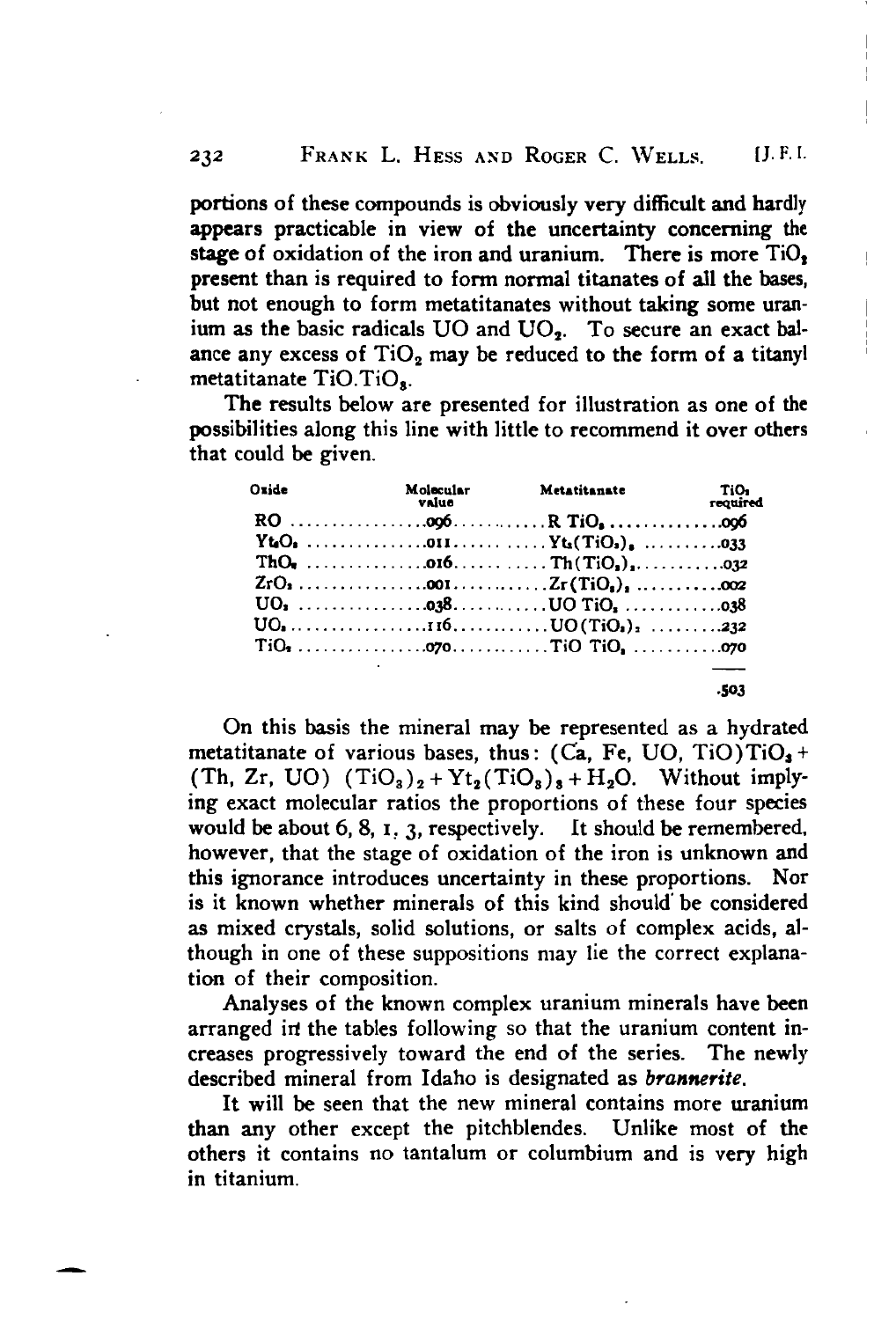portions of these compounds is obviously very difficult and hardly appears practicable in view of the uncertainty concerning the stage of oxidation of the iron and uranium. There is more $TiO_2$ present than is required to form normal titanates of all the bases, but not enough to form metatitanates without taking some uranium as the basic radicals UO and $UO_2$. To secure an exact balance any excess of $TiO_2$ may be reduced to the form of a titanyl metatitanate $TiO.TiO_3$.

The results below are presented for illustration as one of the possibilities along this line with little to recommend it over others that could be given.

| Oxide | Molecular value | Metatitanate | $TiO_2$ required |
|---|---|---|---|
| RO | .096 | R $TiO_3$ | .096 |
| $Yt_2O_3$ | .011 | $Yt_2(TiO_3)_3$ | .033 |
| $ThO_2$ | .016 | $Th(TiO_3)_2$ | .032 |
| $ZrO_2$ | .001 | $Zr(TiO_3)_2$ | .002 |
| $UO_2$ | .038 | UO $TiO_3$ | .038 |
| $UO_3$ | .116 | $UO(TiO_3)_2$ | .232 |
| $TiO_2$ | .070 | TiO $TiO_3$ | .070 |
| | | | .503 |

On this basis the mineral may be represented as a hydrated metatitanate of various bases, thus: (Ca, Fe, UO, TiO)$TiO_3$ + (Th, Zr, UO) $(TiO_3)_2 + Yt_2(TiO_3)_3 + H_2O$. Without implying exact molecular ratios the proportions of these four species would be about 6, 8, 1, 3, respectively. It should be remembered, however, that the stage of oxidation of the iron is unknown and this ignorance introduces uncertainty in these proportions. Nor is it known whether minerals of this kind should be considered as mixed crystals, solid solutions, or salts of complex acids, although in one of these suppositions may lie the correct explanation of their composition.

Analyses of the known complex uranium minerals have been arranged in the tables following so that the uranium content increases progressively toward the end of the series. The newly described mineral from Idaho is designated as ***brannerite***.

It will be seen that the new mineral contains more uranium than any other except the pitchblendes. Unlike most of the others it contains no tantalum or columbium and is very high in titanium.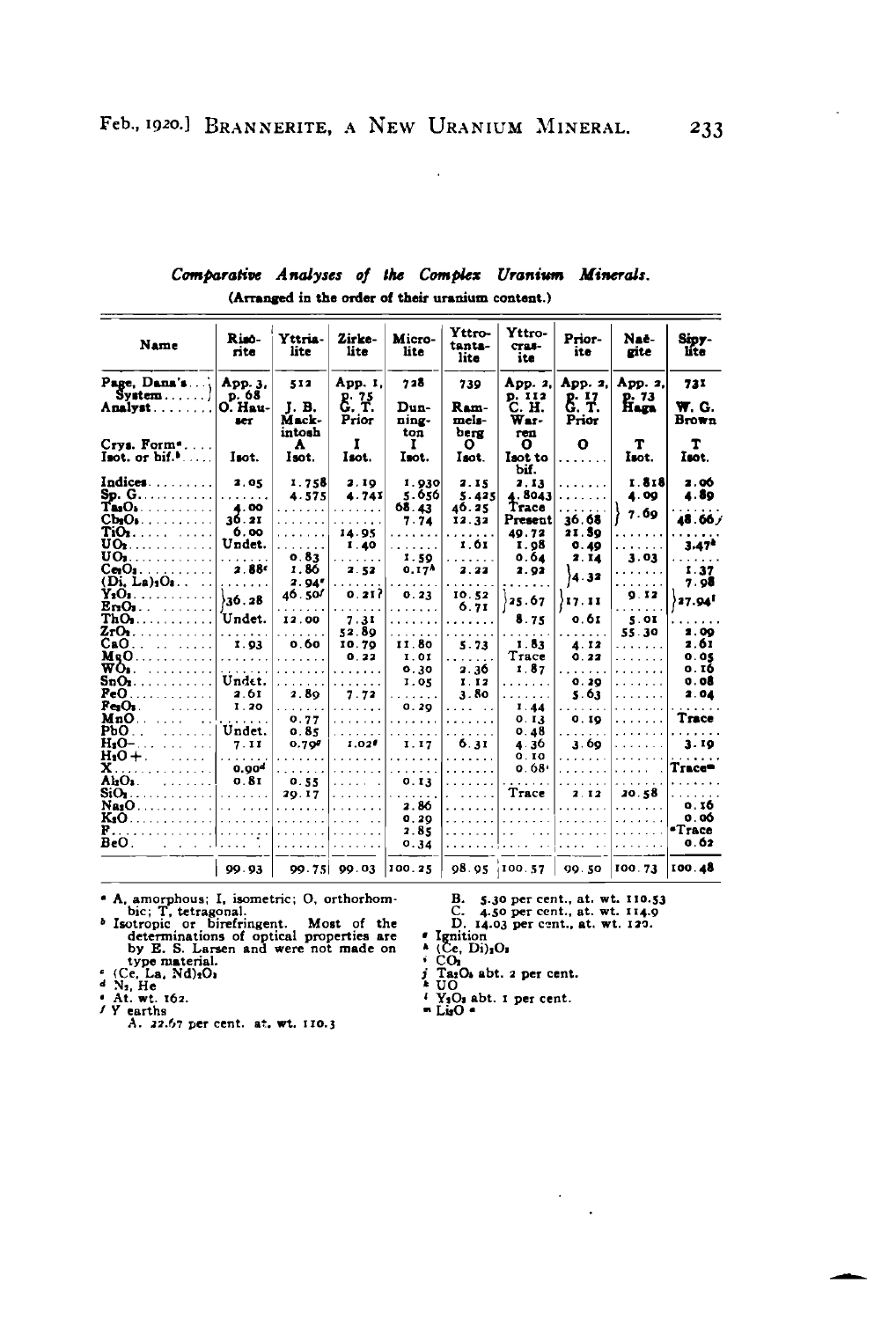*Comparative Analyses of the Complex Uranium Minerals.*

(Arranged in the order of their uranium content.)

| Name | Risörite | Yttrialite | Zirkelite | Microlite | Yttrotantalite | Yttrocrasite | Priorite | Naëgite | Sipylite |
|---|---|---|---|---|---|---|---|---|---|
| Page, Dana's System | App. 3, p. 68 | 512 | App. 1, p. 75 | 728 | 739 | App. 2, p. 112 | App. 2, p. 17 | App. 2, p. 73 | 731 |
| Analyst | O. Hauser | J. B. Mackintosh | G. T. Prior | Dunnington | Rammelsberg | C. H. Warren | G. T. Prior | Haga | W. G. Brown |
| Crys. Form[a] | | A | I | I | O | O | O | T | T |
| Isot. or bif.[b] | Isot. | Isot. | Isot. | Isot. | Isot. | Isot to bif. | ....... | Isot. | Isot. |
| Indices | 2.05 | 1.758 | 2.19 | 1.930 | 2.15 | 2.13 | ....... | 1.818 | 2.06 |
| Sp. G. | ....... | 4.575 | 4.741 | 5.656 | 5.425 | 4.8043 | ....... | 4.09 | 4.89 |
| $Ta_2O_5$ | 4.00 | ....... | ....... | 68.43 | 46.25 | Trace | ....... | 7.69 | ....... |
| $Cb_2O_5$ | 36.21 | ....... | ....... | 7.74 | 12.32 | Present | 36.68 | (with $Ta_2O_5$) | 48.66[j] |
| $TiO_2$ | 6.00 | ....... | 14.95 | ....... | ....... | 49.72 | 21.89 | ....... | ....... |
| $UO_2$ | Undet. | ....... | 1.40 | ....... | 1.61 | 1.98 | 0.49 | ....... | 3.47[k] |
| $UO_3$ | ....... | 0.83 | ....... | 1.59 | ....... | 0.64 | 2.14 | 3.03 | ....... |
| $Ce_2O_3$ | 2.88[c] | 1.86 | 2.52 | 0.17[h] | 2.22 | 2.92 | 4.32 | ....... | 1.37 |
| $(Di, La)_2O_3$ | ....... | 2.94[e] | ....... | ....... | ....... | ....... | (with $Ce_2O_3$) | ....... | 7.98 |
| $Y_2O_3$ | 36.28 | 46.50[f] | 0.21? | 0.23 | 10.52 | 25.67 | 17.11 | 9.12 | 27.94[l] |
| $Er_2O_3$ | (with $Y_2O_3$) | ....... | ....... | ....... | 6.71 | (with $Y_2O_3$) | ....... | ....... | (with $Y_2O_3$) |
| $ThO_2$ | Undet. | 12.00 | 7.31 | ....... | ....... | 8.75 | 0.61 | 5.01 | ....... |
| $ZrO_2$ | ....... | ....... | 52.89 | ....... | ....... | ....... | ....... | 55.30 | 2.09 |
| CaO | 1.93 | 0.60 | 10.79 | 11.80 | 5.73 | 1.83 | 4.12 | ....... | 2.61 |
| MgO | ....... | ....... | 0.22 | 1.01 | ....... | Trace | 0.22 | ....... | 0.05 |
| $WO_3$ | ....... | ....... | ....... | 0.30 | 2.36 | 1.87 | ....... | ....... | 0.16 |
| $SnO_2$ | Undet. | ....... | ....... | 1.05 | 1.12 | ....... | 0.29 | ....... | 0.08 |
| FeO | 2.61 | 2.89 | 7.72 | ....... | 3.80 | ....... | 5.63 | ....... | 2.04 |
| $Fe_2O_3$ | 1.20 | ....... | ....... | 0.29 | ....... | 1.44 | ....... | ....... | ....... |
| MnO | ....... | 0.77 | ....... | ....... | ....... | 0.13 | 0.19 | ....... | Trace |
| PbO | Undet. | 0.85 | ....... | ....... | ....... | 0.48 | ....... | ....... | ....... |
| $H_2O-$ | 7.11 | 0.79[g] | 1.02[g] | 1.17 | 6.31 | 4.36 | 3.69 | ....... | 3.19 |
| $H_2O+$ | ....... | ....... | ....... | ....... | ....... | 0.10 | ....... | ....... | ....... |
| X | 0.90[d] | ....... | ....... | ....... | ....... | 0.68[i] | ....... | ....... | Trace[m] |
| $Al_2O_3$ | 0.81 | 0.55 | ....... | 0.13 | ....... | ....... | ....... | ....... | ....... |
| $SiO_2$ | ....... | 29.17 | ....... | ....... | ....... | Trace | 2.12 | 20.58 | ....... |
| $Na_2O$ | ....... | ....... | ....... | 2.86 | ....... | ....... | ....... | ....... | 0.16 |
| $K_2O$ | ....... | ....... | ....... | 0.29 | ....... | ....... | ....... | ....... | 0.06 |
| F | ....... | ....... | ....... | 2.85 | ....... | ....... | ....... | ....... | Trace |
| BeO | ....... | ....... | ....... | 0.34 | ....... | ....... | ....... | ....... | 0.62 |
| | 99.93 | 99.75 | 99.03 | 100.25 | 98.95 | 100.57 | 99.50 | 100.73 | 100.48 |

[a] A, amorphous; I, isometric; O, orthorhombic; T, tetragonal.
[b] Isotropic or birefringent. Most of the determinations of optical properties are by E. S. Larsen and were not made on type material.
[c] $(Ce, La, Nd)_2O_3$
[d] $N_2$, He
[e] At. wt. 162.
[f] Y earths
A. 22.67 per cent. at. wt. 110.3
B. 5.30 per cent., at. wt. 110.53
C. 4.50 per cent., at. wt. 114.9
D. 14.03 per cent., at. wt. 122.
[g] Ignition
[h] $(Ce, Di)_2O_3$
[i] $CO_2$
[j] $Ta_2O_5$ abt. 2 per cent.
[k] UO
[l] $Y_2O_3$ abt. 1 per cent.
[m] $Li_2O$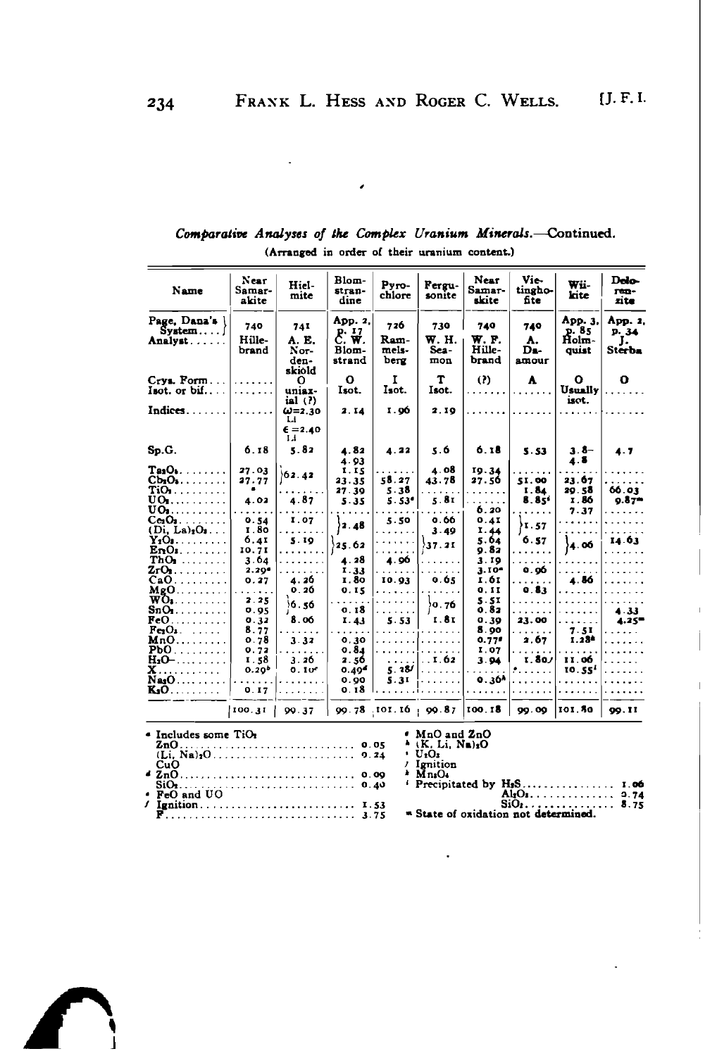*Comparative Analyses of the Complex Uranium Minerals.*—Continued.

(Arranged in order of their uranium content.)

| Name | Near Samarskite | Hielmite | Blomstrandine | Pyrochlore | Fergusonite | Near Samarskite | Vietinghofite | Wiikite | Delorenzite |
|---|---|---|---|---|---|---|---|---|---|
| Page, Dana's System | 740 | 741 | App. 2, p. 17 | 726 | 730 | 740 | 740 | App. 3, p. 85 | App. 2, p. 34 |
| Analyst | Hillebrand | A. E. Nordenskiold | C. W. Blomstrand | Rammelsberg | W. H. Seamon | W. F. Hillebrand | A. Damour | Holmquist | J. Sterba |
| Crys. Form |  | O | O | I | T | (?) | A | O | O |
| Isot. or bif. |  | uniaxial (?) | Isot. | Isot. | Isot. |  |  | Usually isot. |  |
| Indices |  | $\omega$=2.30 Li $\epsilon$=2.40 Li | 2.14 | 1.96 | 2.19 |  |  |  |  |
| Sp.G. | 6.18 | 5.82 | 4.82 4.93 | 4.22 | 5.6 | 6.18 | 5.53 | 3.8–4.8 | 4.7 |
| $Ta_2O_5$ | 27.03 | } 62.42 | 1.15 |  | 4.08 | 19.34 |  |  |  |
| $Cb_2O_5$ | 27.77 |  | 23.35 | 58.27 | 43.78 | 27.56 | 51.00 | 23.67 |  |
| $TiO_2$ | [a] |  | 27.39 | 5.38 |  |  | 1.84 | 20.58 | 66.03 |
| $UO_2$ | 4.02 | 4.87 | 5.35 | 5.53[e] | 5.81 |  | 8.85[i] | 1.86 | 9.87[m] |
| $UO_3$ |  |  |  |  |  | 6.20 |  | 7.37 |  |
| $Ce_2O_3$ | 0.54 | 1.07 | } 2.48 | 5.50 | 0.66 | 0.41 | } 1.57 |  |  |
| $(Di, La)_2O_3$ | 1.80 |  |  |  | 3.49 | 1.44 |  |  |  |
| $Y_2O_3$ | 6.41 | 5.19 | } 25.62 |  | } 37.21 | 5.64 | 6.57 | } 4.06 | 14.63 |
| $Er_2O_3$ | 10.71 |  |  |  |  | 9.82 |  |  |  |
| $ThO_2$ | 3.64 |  | 4.28 | 4.96 |  | 3.19 |  |  |  |
| $ZrO_2$ | 2.29[a] |  | 1.33 |  |  | 3.10[m] | 0.96 |  |  |
| CaO | 0.27 | 4.26 | 1.80 | 10.93 | 0.65 | 1.61 |  | 4.86 |  |
| MgO |  | 0.26 | 0.15 |  |  | 0.11 | 0.83 |  |  |
| $WO_3$ | 2.25 | } 6.56 |  |  | } 0.76 | 5.51 |  |  |  |
| $SnO_2$ | 0.95 |  | 0.18 |  |  | 0.82 |  |  | 4.33 |
| FeO | 0.32 | 8.06 | 1.43 | 5.53 | 1.81 | 0.39 | 23.00 |  | 4.25[m] |
| $Fe_2O_3$ | 8.77 |  |  |  |  | 8.90 |  | 7.51 |  |
| MnO | 0.78 | 3.32 | 0.30 |  |  | 0.77[g] | 2.67 | 1.28[k] |  |
| PbO | 0.72 |  | 0.84 |  |  | 1.07 |  |  |  |
| $H_2O$– | 1.58 | 3.26 | 2.56 |  | 1.62 | 3.94 | 1.80[j] | 11.06 |  |
| X | 0.29[b] | 0.10[c] | 0.49[d] | 5.28[f] |  |  |  | 10.55[l] |  |
| $Na_2O$ |  |  | 0.90 | 5.31 |  | 0.36[h] |  |  |  |
| $K_2O$ | 0.17 |  | 0.18 |  |  |  |  |  |  |
|  | 100.31 | 99.37 | 99.78 | 101.16 | 99.87 | 100.18 | 99.09 | 101.80 | 99.11 |

[a] Includes some $TiO_2$
[b] ZnO . . . . . 0.05; $(Li, Na)_2O$ . . . . . 0.24
[c] CuO
[d] ZnO . . . . . 0.09; $SiO_2$ . . . . . 0.40
[e] FeO and UO
[f] Ignition . . . . . 1.53; F . . . . . 3.75
[g] MnO and ZnO
[h] $(K, Li, Na)_2O$
[i] $U_3O_8$
[j] Ignition
[k] $Mn_3O_4$
[l] Precipitated by $H_2S$ . . . . . 1.06; $Al_2O_3$ . . . . . 0.74; $SiO_2$ . . . . . 8.75
[m] State of oxidation not determined.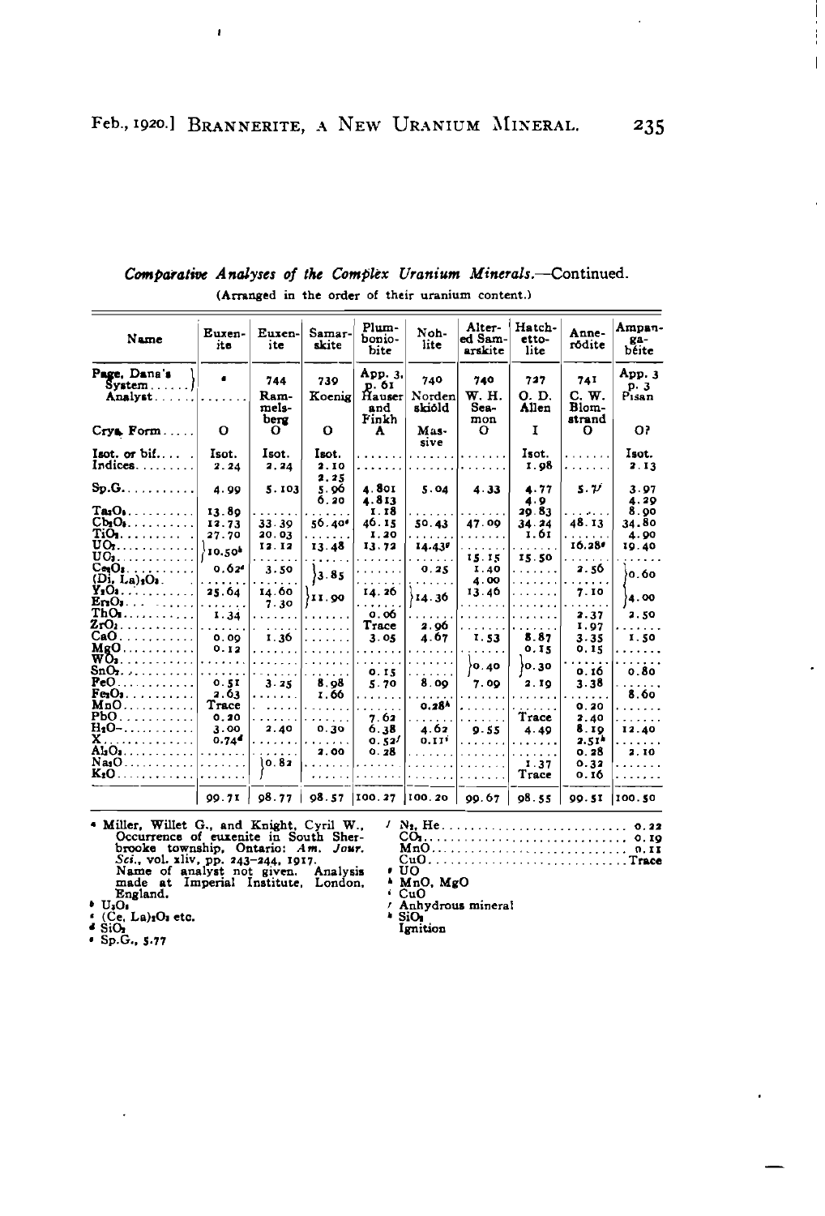*Comparative Analyses of the Complex Uranium Minerals.*—Continued.

(Arranged in the order of their uranium content.)

| Name | Euxenite | Euxenite | Samarskite | Plumboniobite | Nohlite | Altered Samarskite | Hatchettolite | Annerödite | Ampangabéite |
|---|---|---|---|---|---|---|---|---|---|
| Page, Dana's System | [a] | 744 | 739 | App. 3, p. 61 | 740 | 740 | 727 | 741 | App. 3 p. 3 |
| Analyst | ...... | Rammelsberg | Koenig | Hauser and Finkh | Nordenskiöld | W. H. Seamon | O. D. Allen | C. W. Blomstrand | Pisan |
| Crys. Form | O | O | O | A | Massive | O | I | O | O? |
| Isot. or bif. | Isot. | Isot. | Isot. | ...... | ...... | ...... | Isot. | ...... | Isot. |
| Indices | 2.24 | 2.24 | 2.10 2.25 | ...... | ...... | | 1.98 | ...... | 2.13 |
| Sp.G. | 4.99 | 5.103 | 5.96 6.20 | 4.801 4.813 | 5.04 | 4.33 | 4.77 4.9 | 5.7[j] | 3.97 4.29 |
| $Ta_2O_5$ | 13.89 | ...... | ...... | 1.18 | ...... | ...... | 29.83 | ...... | 8.90 |
| $Cb_2O_5$ | 12.73 | 33.39 | 56.40[e] | 46.15 | 50.43 | 47.09 | 34.24 | 48.13 | 34.80 |
| $TiO_2$ | 27.70 | 20.03 | ...... | 1.20 | ...... | ...... | 1.61 | ...... | 4.90 |
| $UO_2$ | 10.50[b] | 12.12 | 13.48 | 13.72 | 14.43[g] | ...... | ...... | 16.28[g] | 19.40 |
| $UO_3$ | | ...... | ...... | ...... | ...... | 15.15 | 15.50 | ...... | ...... |
| $Ce_2O_3$ | 0.62[c] | 3.50 | 3.85 | ...... | 0.25 | 1.40 | ...... | 2.56 | 0.60 |
| $(Di, La)_2O_3$ | ...... | | | ...... | ...... | 4.00 | ...... | ...... | |
| $Y_2O_3$ | 25.64 | 14.60 | 11.90 | 14.26 | 14.36 | 13.46 | ...... | 7.10 | 4.00 |
| $Er_2O_3$ | ...... | 7.30 | | ...... | | ...... | ...... | ...... | |
| $ThO_2$ | 1.34 | ...... | ...... | 0.06 | ...... | ...... | ...... | 2.37 | 2.50 |
| $ZrO_2$ | ...... | ...... | ...... | Trace | 2.96 | ...... | ...... | 1.97 | ...... |
| $CaO$ | 0.09 | 1.36 | ...... | 3.05 | 4.67 | 1.53 | 8.87 | 3.35 | 1.50 |
| $MgO$ | 0.12 | ...... | ...... | ...... | ...... | ...... | 0.15 | 0.15 | ...... |
| $WO_3$ | ...... | ...... | ...... | ...... | ...... | 0.40 | 0.30 | ...... | ...... |
| $SnO_2$ | ...... | ...... | ...... | 0.15 | ...... | | | 0.16 | 0.80 |
| $FeO$ | 0.51 | 3.25 | 8.98 | 5.70 | 8.09 | 7.09 | 2.19 | 3.38 | ...... |
| $Fe_2O_3$ | 2.63 | ...... | 1.66 | ...... | ...... | ...... | ...... | ...... | 8.60 |
| $MnO$ | Trace | ...... | ...... | ...... | 0.28[h] | ...... | Trace | 0.20 | ...... |
| $PbO$ | 0.20 | ...... | ...... | 7.62 | ...... | ...... | ...... | 2.40 | ...... |
| $H_2O$– | 3.00 | 2.40 | 0.30 | 6.38 | 4.62 | 9.55 | 4.49 | 8.19 | 12.40 |
| X | 0.74[d] | ...... | ...... | 0.52[f] | 0.11[i] | ...... | ...... | 2.51[k] | ...... |
| $Al_2O_3$ | ...... | ...... | 2.00 | 0.28 | ...... | ...... | ...... | 0.28 | 2.10 |
| $Na_2O$ | ...... | 0.82 | ...... | ...... | ...... | ...... | 1.37 | 0.32 | ...... |
| $K_2O$ | ...... | | ...... | ...... | ...... | ...... | Trace | 0.16 | ...... |
| | 99.71 | 98.77 | 98.57 | 100.27 | 100.20 | 99.67 | 98.55 | 99.51 | 100.50 |

[a] Miller, Willet G., and Knight, Cyril W., Occurrence of euxenite in South Sherbrooke township, Ontario: *Am. Jour. Sci.*, vol. xliv, pp. 243–244, 1917. Name of analyst not given. Analysis made at Imperial Institute, London, England.

[b] $U_3O_8$

[c] $(Ce, La)_2O_3$ etc.

[d] $SiO_2$

[e] Sp.G., 5.77

[f] $N_2$, He .......... 0.22; $CO_2$ .......... 0.19; MnO .......... 0.11; CuO .......... Trace

[g] UO

[h] MnO, MgO

[i] CuO

[j] Anhydrous mineral

[k] $SiO_2$ Ignition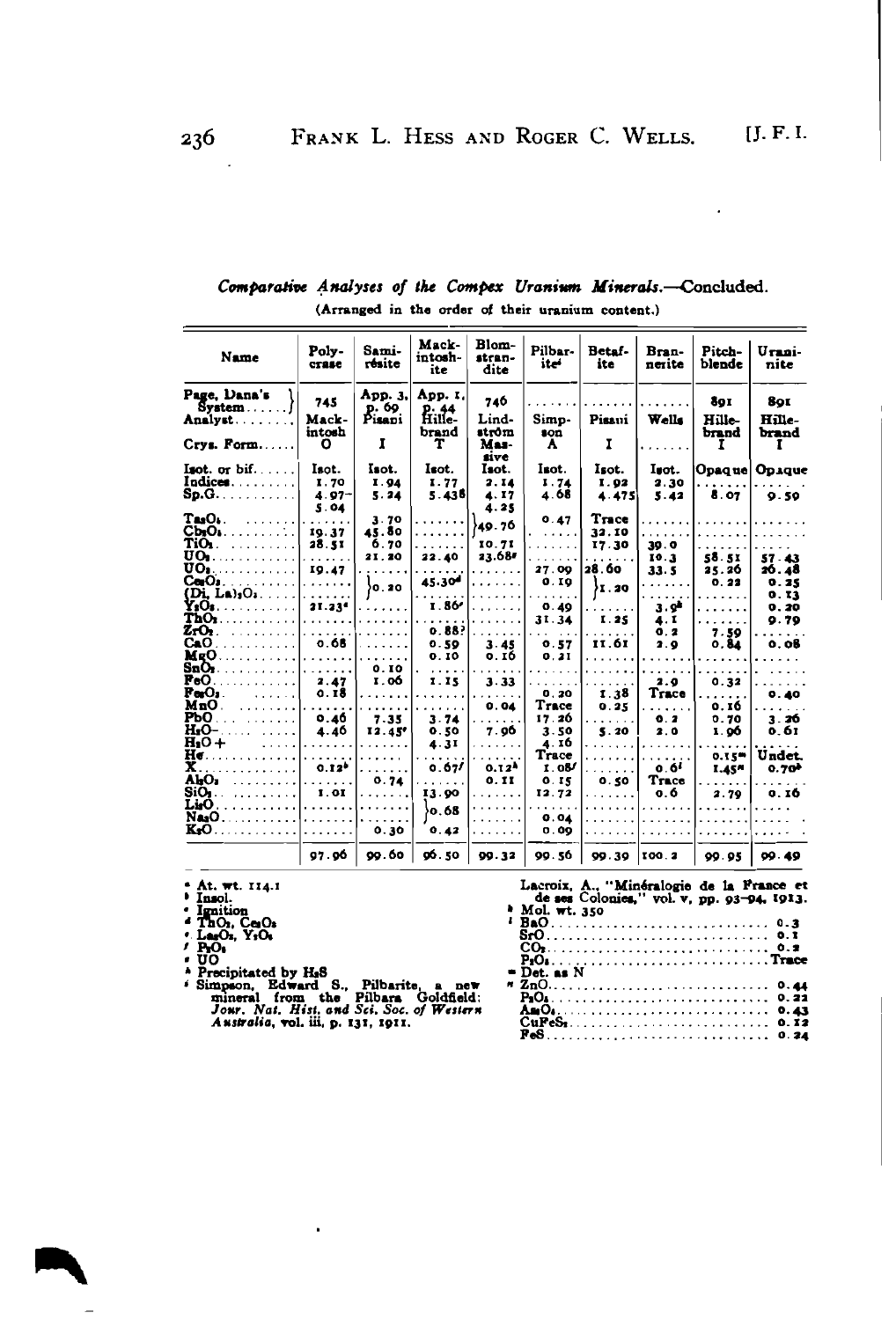*Comparative Analyses of the Complex Uranium Minerals.*—Concluded.

(Arranged in the order of their uranium content.)

| Name | Polycrase | Samirésite | Mackintoshite | Blomstrandite | Pilbarite[i] | Betafite | Brannerite | Pitchblende | Uraninite |
|---|---|---|---|---|---|---|---|---|---|
| Page, Dana's System | 745 | App. 3, p. 69 | App. 1, p. 44 | 746 | ...... | ...... | ...... | 891 | 891 |
| Analyst | Mackintosh | Pisani | Hillebrand | Lindström | Simpson | Pisani | Wells | Hillebrand | Hillebrand |
| Crys. Form | O | I | T | Massive | A | I | ...... | I | I |
| Isot. or bif. | Isot. | Isot. | Isot. | Isot. | Isot. | Isot. | Isot. | Opaque | Opaque |
| Indices | 1.70 | 1.94 | 1.77 | 2.14 | 1.74 | 1.92 | 2.30 | ...... | ...... |
| Sp.G. | 4.97–5.04 | 5.24 | 5.438 | 4.17–4.25 | 4.68 | 4.475 | 5.42 | 8.07 | 9.59 |
| $Ta_2O_5$ | ...... | 3.70 | ...... | }49.76 | 0.47 | Trace | ...... | ...... | ...... |
| $Cb_2O_5$ | 19.37 | 45.80 | ...... | | ...... | 32.10 | ...... | ...... | ...... |
| $TiO_2$ | 28.51 | 6.70 | ...... | 10.71 | ...... | 17.30 | 39.0 | ...... | ...... |
| $UO_3$ | ...... | 21.20 | 22.40 | 23.68[g] | ...... | ...... | 10.3 | 58.51 | 57.43 |
| $UO_2$ | 19.47 | ...... | ...... | ...... | 27.09 | 28.60 | 33.5 | 25.26 | 26.48 |
| $Ce_2O_3$ | ...... | }0.20 | 45.30[d] | ...... | 0.19 | }1.20 | ...... | 0.22 | 0.25 |
| $(Di, La)_2O_3$ | ...... | | ...... | ...... | ...... | | ...... | ...... | 0.13 |
| $Y_2O_3$ | 21.23[c] | ...... | 1.86[e] | ...... | 0.49 | ...... | 3.9[k] | ...... | 0.20 |
| $ThO_2$ | ...... | ...... | ...... | ...... | 31.34 | 1.25 | 4.1 | ...... | 9.79 |
| $ZrO_2$ | ...... | ...... | 0.88? | ...... | ...... | ...... | 0.2 | 7.59 | ...... |
| CaO | 0.68 | ...... | 0.59 | 3.45 | 0.57 | 11.61 | 2.9 | 0.84 | 0.08 |
| MgO | ...... | ...... | 0.10 | 0.16 | 0.21 | ...... | ...... | ...... | ...... |
| $SnO_2$ | ...... | 0.10 | ...... | ...... | ...... | ...... | ...... | ...... | ...... |
| FeO | 2.47 | 1.06 | 1.15 | 3.33 | ...... | ...... | 2.9 | 0.32 | ...... |
| $Fe_2O_3$ | 0.18 | ...... | ...... | ...... | 0.20 | 1.38 | Trace | ...... | 0.40 |
| MnO | ...... | ...... | ...... | 0.04 | Trace | 0.25 | ...... | 0.16 | ...... |
| PbO | 0.46 | 7.35 | 3.74 | ...... | 17.26 | ...... | 0.2 | 0.70 | 3.26 |
| $H_2O-$ | 4.46 | 12.45[c] | 0.50 | 7.96 | 3.50 | 5.20 | 2.0 | 1.96 | 0.61 |
| $H_2O+$ | ...... | ...... | 4.31 | ...... | 4.16 | ...... | ...... | ...... | ...... |
| He | ...... | ...... | ...... | ...... | Trace | ...... | ...... | 0.15[m] | Undet. |
| X | 0.12[b] | ...... | 0.67[f] | 0.12[h] | 1.08[f] | ...... | 0.6[l] | 1.45[n] | 0.70[b] |
| $Al_2O_3$ | ...... | 0.74 | ...... | 0.11 | 0.15 | 0.50 | Trace | ...... | ...... |
| $SiO_2$ | 1.01 | ...... | 13.90 | ...... | 12.72 | ...... | 0.6 | 2.79 | 0.16 |
| $Li_2O$ | ...... | ...... | }0.68 | ...... | ...... | ...... | ...... | ...... | ...... |
| $Na_2O$ | ...... | ...... | | ...... | 0.04 | ...... | ...... | ...... | ...... |
| $K_2O$ | ...... | 0.30 | 0.42 | ...... | 0.09 | ...... | ...... | ...... | ...... |
| | 97.96 | 99.60 | 96.50 | 99.32 | 99.56 | 99.39 | 100.2 | 99.95 | 99.49 |

[a] At. wt. 114.1
[b] Insol.
[c] Ignition
[d] $ThO_2$, $Ce_2O_3$
[e] $La_2O_3$, $Y_2O_3$
[f] $P_2O_5$
[g] UO
[h] Precipitated by $H_2S$
[i] Simpson, Edward S., Pilbarite, a new mineral from the Pilbara Goldfield; *Jour. Nat. Hist. and Sci. Soc. of Western Australia*, vol. iii, p. 131, 1911.

Lacroix, A., "Minéralogie de la France et de ses Colonies," vol. v, pp. 93–94, 1913.

[k] Mol. wt. 350

[l] BaO .......... 0.3
SrO .......... 0.1
$CO_2$ .......... 0.2
$P_2O_5$ .......... Trace

[m] Det. as N

[n] ZnO .......... 0.44
$P_2O_5$ .......... 0.22
$As_2O_5$ .......... 0.43
$CuFeS_2$ .......... 0.12
FeS .......... 0.24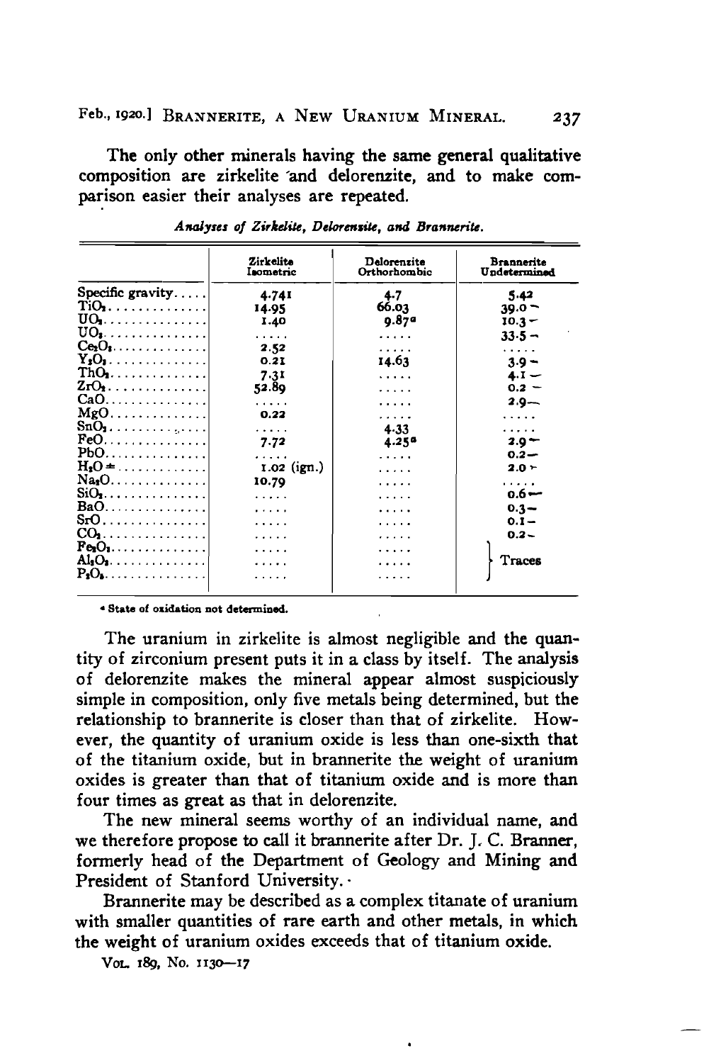The only other minerals having the same general qualitative composition are zirkelite and delorenzite, and to make comparison easier their analyses are repeated.

*Analyses of Zirkelite, Delorenzite, and Brannerite.*

| | Zirkelite Isometric | Delorenzite Orthorhombic | Brannerite Undetermined |
|---|---|---|---|
| Specific gravity | 4.741 | 4.7 | 5.42 |
| $TiO_2$ | 14.95 | 66.03 | 39.0 |
| $UO_2$ | 1.40 | 9.87[a] | 10.3 |
| $UO_3$ | ..... | ..... | 33.5 |
| $Ce_2O_3$ | 2.52 | ..... | ..... |
| $Y_2O_3$ | 0.21 | 14.63 | 3.9 |
| $ThO_2$ | 7.31 | ..... | 4.1 |
| $ZrO_2$ | 52.89 | ..... | 0.2 |
| CaO | ..... | ..... | 2.9 |
| MgO | 0.22 | ..... | ..... |
| $SnO_2$ | ..... | 4.33 | ..... |
| FeO | 7.72 | 4.25[a] | 2.9 |
| PbO | ..... | ..... | 0.2 |
| $H_2O$ ± | 1.02 (ign.) | ..... | 2.0 |
| $Na_2O$ | 10.79 | ..... | ..... |
| $SiO_2$ | ..... | ..... | 0.6 |
| BaO | ..... | ..... | 0.3 |
| SrO | ..... | ..... | 0.1 |
| $CO_2$ | ..... | ..... | 0.2 |
| $Fe_2O_3$ | ..... | ..... | Traces |
| $Al_2O_3$ | ..... | ..... | Traces |
| $P_2O_5$ | ..... | ..... | Traces |

[a] State of oxidation not determined.

The uranium in zirkelite is almost negligible and the quantity of zirconium present puts it in a class by itself. The analysis of delorenzite makes the mineral appear almost suspiciously simple in composition, only five metals being determined, but the relationship to brannerite is closer than that of zirkelite. However, the quantity of uranium oxide is less than one-sixth that of the titanium oxide, but in brannerite the weight of uranium oxides is greater than that of titanium oxide and is more than four times as great as that in delorenzite.

The new mineral seems worthy of an individual name, and we therefore propose to call it brannerite after Dr. J. C. Branner, formerly head of the Department of Geology and Mining and President of Stanford University.

Brannerite may be described as a complex titanate of uranium with smaller quantities of rare earth and other metals, in which the weight of uranium oxides exceeds that of titanium oxide.